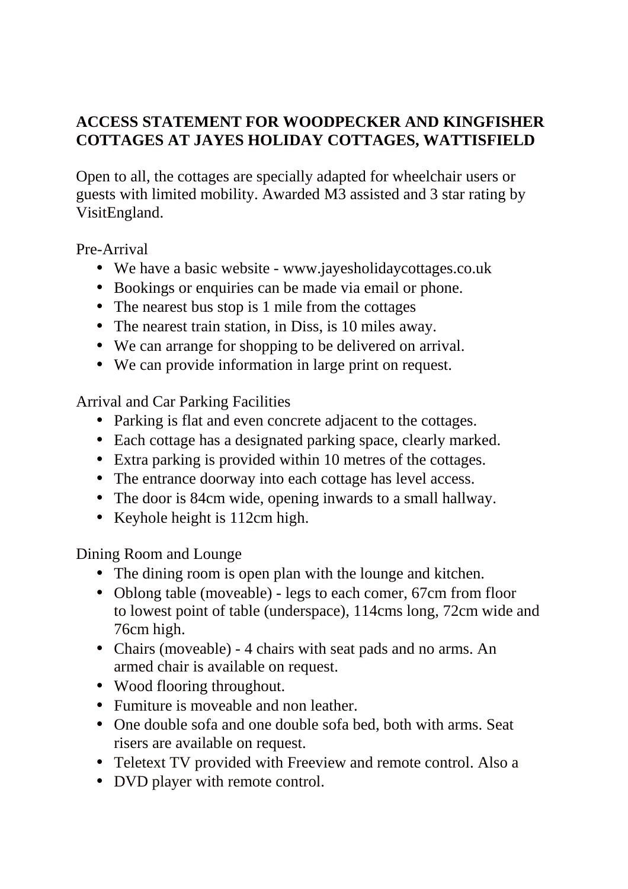**ACCESS STATEMENT FOR WOODPECKER AND KINGFISHER COTTAGES AT JAYES HOLIDAY COTTAGES, WATTISFIELD**

Open to all, the cottages are specially adapted for wheelchair users or guests with limited mobility. Awarded M3 assisted and 3 star rating by VisitEngland.

Pre-Arrival

- We have a basic website - www.jayesholidaycottages.co.uk
- Bookings or enquiries can be made via email or phone.
- The nearest bus stop is 1 mile from the cottages
- The nearest train station, in Diss, is 10 miles away.
- We can arrange for shopping to be delivered on arrival.
- We can provide information in large print on request.

Arrival and Car Parking Facilities

- Parking is flat and even concrete adjacent to the cottages.
- Each cottage has a designated parking space, clearly marked.
- Extra parking is provided within 10 metres of the cottages.
- The entrance doorway into each cottage has level access.
- The door is 84cm wide, opening inwards to a small hallway.
- Keyhole height is 112cm high.

Dining Room and Lounge

- The dining room is open plan with the lounge and kitchen.
- Oblong table (moveable) - legs to each comer, 67cm from floor to lowest point of table (underspace), 114cms long, 72cm wide and 76cm high.
- Chairs (moveable) - 4 chairs with seat pads and no arms. An armed chair is available on request.
- Wood flooring throughout.
- Fumiture is moveable and non leather.
- One double sofa and one double sofa bed, both with arms. Seat risers are available on request.
- Teletext TV provided with Freeview and remote control. Also a
- DVD player with remote control.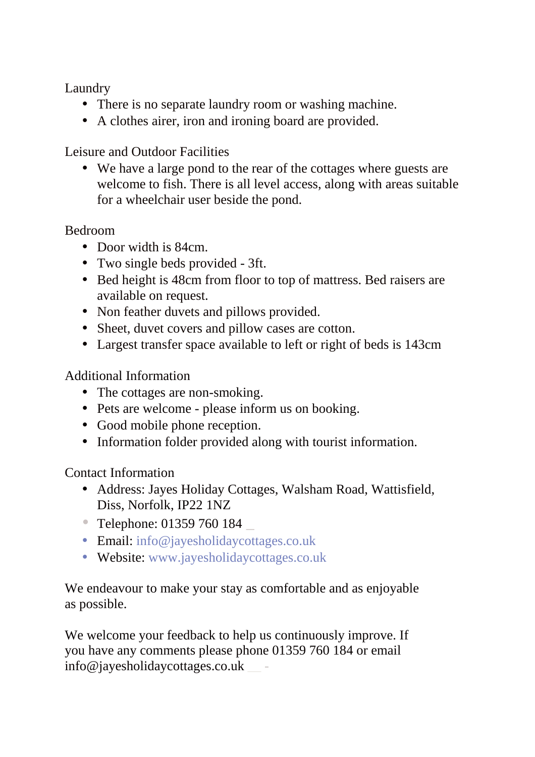## Laundry

- There is no separate laundry room or washing machine.
- A clothes airer, iron and ironing board are provided.

## Leisure and Outdoor Facilities

- We have a large pond to the rear of the cottages where guests are welcome to fish. There is all level access, along with areas suitable for a wheelchair user beside the pond.

## Bedroom

- Door width is 84cm.
- Two single beds provided - 3ft.
- Bed height is 48cm from floor to top of mattress. Bed raisers are available on request.
- Non feather duvets and pillows provided.
- Sheet, duvet covers and pillow cases are cotton.
- Largest transfer space available to left or right of beds is 143cm

## Additional Information

- The cottages are non-smoking.
- Pets are welcome - please inform us on booking.
- Good mobile phone reception.
- Information folder provided along with tourist information.

## Contact Information

- Address: Jayes Holiday Cottages, Walsham Road, Wattisfield, Diss, Norfolk, IP22 1NZ
- Telephone: 01359 760 184
- Email: info@jayesholidaycottages.co.uk
- Website: www.jayesholidaycottages.co.uk

We endeavour to make your stay as comfortable and as enjoyable as possible.

We welcome your feedback to help us continuously improve. If you have any comments please phone 01359 760 184 or email info@jayesholidaycottages.co.uk